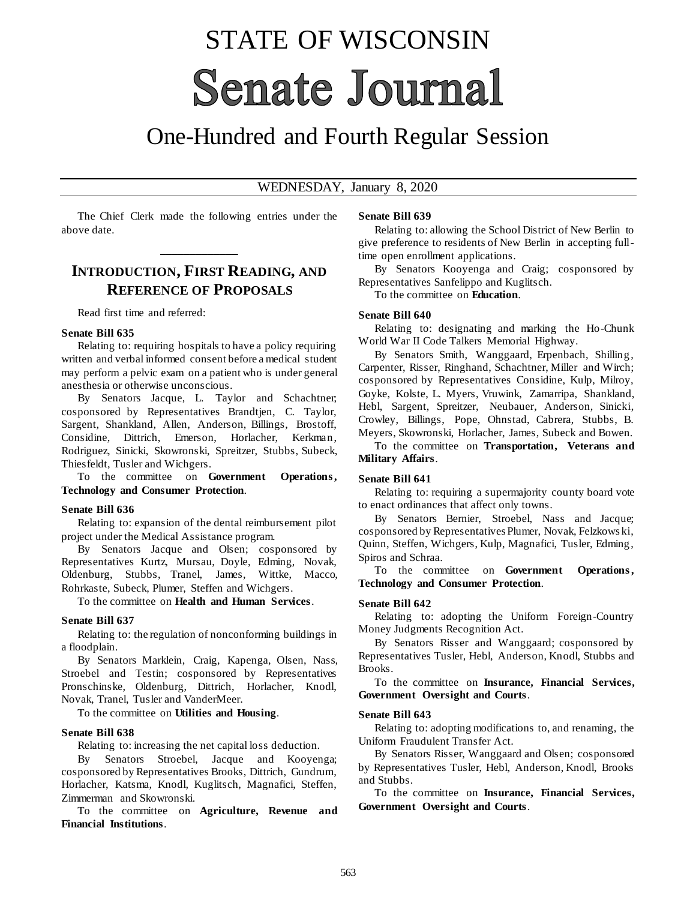# STATE OF WISCONSIN

# Senate Journal

## One-Hundred and Fourth Regular Session

WEDNESDAY, January 8, 2020

The Chief Clerk made the following entries under the above date.

---

## INTRODUCTION, FIRST READING, AND REFERENCE OF PROPOSALS

Read first time and referred:

**Senate Bill 635**

Relating to: requiring hospitals to have a policy requiring written and verbal informed consent before a medical student may perform a pelvic exam on a patient who is under general anesthesia or otherwise unconscious.

By Senators Jacque, L. Taylor and Schachtner; cosponsored by Representatives Brandtjen, C. Taylor, Sargent, Shankland, Allen, Anderson, Billings, Brostoff, Considine, Dittrich, Emerson, Horlacher, Kerkman, Rodriguez, Sinicki, Skowronski, Spreitzer, Stubbs, Subeck, Thiesfeldt, Tusler and Wichgers.

To the committee on **Government Operations, Technology and Consumer Protection**.

**Senate Bill 636**

Relating to: expansion of the dental reimbursement pilot project under the Medical Assistance program.

By Senators Jacque and Olsen; cosponsored by Representatives Kurtz, Mursau, Doyle, Edming, Novak, Oldenburg, Stubbs, Tranel, James, Wittke, Macco, Rohrkaste, Subeck, Plumer, Steffen and Wichgers.

To the committee on **Health and Human Services**.

**Senate Bill 637**

Relating to: the regulation of nonconforming buildings in a floodplain.

By Senators Marklein, Craig, Kapenga, Olsen, Nass, Stroebel and Testin; cosponsored by Representatives Pronschinske, Oldenburg, Dittrich, Horlacher, Knodl, Novak, Tranel, Tusler and VanderMeer.

To the committee on **Utilities and Housing**.

**Senate Bill 638**

Relating to: increasing the net capital loss deduction.

By Senators Stroebel, Jacque and Kooyenga; cosponsored by Representatives Brooks, Dittrich, Gundrum, Horlacher, Katsma, Knodl, Kuglitsch, Magnafici, Steffen, Zimmerman and Skowronski.

To the committee on **Agriculture, Revenue and Financial Institutions**.

**Senate Bill 639**

Relating to: allowing the School District of New Berlin to give preference to residents of New Berlin in accepting full-time open enrollment applications.

By Senators Kooyenga and Craig; cosponsored by Representatives Sanfelippo and Kuglitsch.

To the committee on **Education**.

**Senate Bill 640**

Relating to: designating and marking the Ho-Chunk World War II Code Talkers Memorial Highway.

By Senators Smith, Wanggaard, Erpenbach, Shilling, Carpenter, Risser, Ringhand, Schachtner, Miller and Wirch; cosponsored by Representatives Considine, Kulp, Milroy, Goyke, Kolste, L. Myers, Vruwink, Zamarripa, Shankland, Hebl, Sargent, Spreitzer, Neubauer, Anderson, Sinicki, Crowley, Billings, Pope, Ohnstad, Cabrera, Stubbs, B. Meyers, Skowronski, Horlacher, James, Subeck and Bowen.

To the committee on **Transportation, Veterans and Military Affairs**.

**Senate Bill 641**

Relating to: requiring a supermajority county board vote to enact ordinances that affect only towns.

By Senators Bernier, Stroebel, Nass and Jacque; cosponsored by Representatives Plumer, Novak, Felzkowski, Quinn, Steffen, Wichgers, Kulp, Magnafici, Tusler, Edming, Spiros and Schraa.

To the committee on **Government Operations, Technology and Consumer Protection**.

**Senate Bill 642**

Relating to: adopting the Uniform Foreign-Country Money Judgments Recognition Act.

By Senators Risser and Wanggaard; cosponsored by Representatives Tusler, Hebl, Anderson, Knodl, Stubbs and Brooks.

To the committee on **Insurance, Financial Services, Government Oversight and Courts**.

**Senate Bill 643**

Relating to: adopting modifications to, and renaming, the Uniform Fraudulent Transfer Act.

By Senators Risser, Wanggaard and Olsen; cosponsored by Representatives Tusler, Hebl, Anderson, Knodl, Brooks and Stubbs.

To the committee on **Insurance, Financial Services, Government Oversight and Courts**.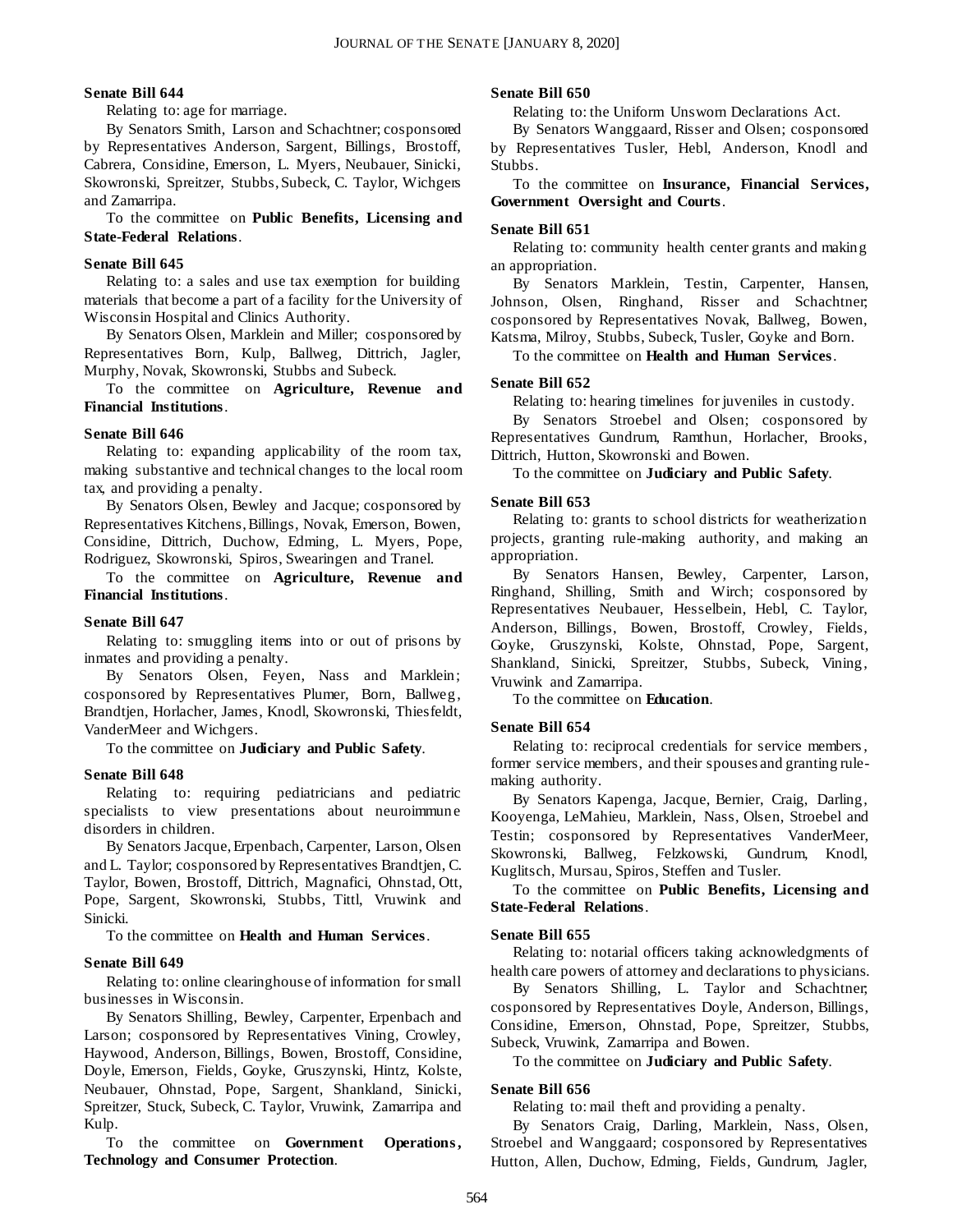**Senate Bill 644**

Relating to: age for marriage.

By Senators Smith, Larson and Schachtner; cosponsored by Representatives Anderson, Sargent, Billings, Brostoff, Cabrera, Considine, Emerson, L. Myers, Neubauer, Sinicki, Skowronski, Spreitzer, Stubbs, Subeck, C. Taylor, Wichgers and Zamarripa.

To the committee on **Public Benefits, Licensing and State-Federal Relations**.

**Senate Bill 645**

Relating to: a sales and use tax exemption for building materials that become a part of a facility for the University of Wisconsin Hospital and Clinics Authority.

By Senators Olsen, Marklein and Miller; cosponsored by Representatives Born, Kulp, Ballweg, Dittrich, Jagler, Murphy, Novak, Skowronski, Stubbs and Subeck.

To the committee on **Agriculture, Revenue and Financial Institutions**.

**Senate Bill 646**

Relating to: expanding applicability of the room tax, making substantive and technical changes to the local room tax, and providing a penalty.

By Senators Olsen, Bewley and Jacque; cosponsored by Representatives Kitchens, Billings, Novak, Emerson, Bowen, Considine, Dittrich, Duchow, Edming, L. Myers, Pope, Rodriguez, Skowronski, Spiros, Swearingen and Tranel.

To the committee on **Agriculture, Revenue and Financial Institutions**.

**Senate Bill 647**

Relating to: smuggling items into or out of prisons by inmates and providing a penalty.

By Senators Olsen, Feyen, Nass and Marklein; cosponsored by Representatives Plumer, Born, Ballweg, Brandtjen, Horlacher, James, Knodl, Skowronski, Thiesfeldt, VanderMeer and Wichgers.

To the committee on **Judiciary and Public Safety**.

**Senate Bill 648**

Relating to: requiring pediatricians and pediatric specialists to view presentations about neuroimmune disorders in children.

By Senators Jacque, Erpenbach, Carpenter, Larson, Olsen and L. Taylor; cosponsored by Representatives Brandtjen, C. Taylor, Bowen, Brostoff, Dittrich, Magnafici, Ohnstad, Ott, Pope, Sargent, Skowronski, Stubbs, Tittl, Vruwink and Sinicki.

To the committee on **Health and Human Services**.

**Senate Bill 649**

Relating to: online clearinghouse of information for small businesses in Wisconsin.

By Senators Shilling, Bewley, Carpenter, Erpenbach and Larson; cosponsored by Representatives Vining, Crowley, Haywood, Anderson, Billings, Bowen, Brostoff, Considine, Doyle, Emerson, Fields, Goyke, Gruszynski, Hintz, Kolste, Neubauer, Ohnstad, Pope, Sargent, Shankland, Sinicki, Spreitzer, Stuck, Subeck, C. Taylor, Vruwink, Zamarripa and Kulp.

To the committee on **Government Operations, Technology and Consumer Protection**.

**Senate Bill 650**

Relating to: the Uniform Unsworn Declarations Act.

By Senators Wanggaard, Risser and Olsen; cosponsored by Representatives Tusler, Hebl, Anderson, Knodl and Stubbs.

To the committee on **Insurance, Financial Services, Government Oversight and Courts**.

**Senate Bill 651**

Relating to: community health center grants and making an appropriation.

By Senators Marklein, Testin, Carpenter, Hansen, Johnson, Olsen, Ringhand, Risser and Schachtner; cosponsored by Representatives Novak, Ballweg, Bowen, Katsma, Milroy, Stubbs, Subeck, Tusler, Goyke and Born.

To the committee on **Health and Human Services**.

**Senate Bill 652**

Relating to: hearing timelines for juveniles in custody.

By Senators Stroebel and Olsen; cosponsored by Representatives Gundrum, Ramthun, Horlacher, Brooks, Dittrich, Hutton, Skowronski and Bowen.

To the committee on **Judiciary and Public Safety**.

**Senate Bill 653**

Relating to: grants to school districts for weatherization projects, granting rule-making authority, and making an appropriation.

By Senators Hansen, Bewley, Carpenter, Larson, Ringhand, Shilling, Smith and Wirch; cosponsored by Representatives Neubauer, Hesselbein, Hebl, C. Taylor, Anderson, Billings, Bowen, Brostoff, Crowley, Fields, Goyke, Gruszynski, Kolste, Ohnstad, Pope, Sargent, Shankland, Sinicki, Spreitzer, Stubbs, Subeck, Vining, Vruwink and Zamarripa.

To the committee on **Education**.

**Senate Bill 654**

Relating to: reciprocal credentials for service members, former service members, and their spouses and granting rule-making authority.

By Senators Kapenga, Jacque, Bernier, Craig, Darling, Kooyenga, LeMahieu, Marklein, Nass, Olsen, Stroebel and Testin; cosponsored by Representatives VanderMeer, Skowronski, Ballweg, Felzkowski, Gundrum, Knodl, Kuglitsch, Mursau, Spiros, Steffen and Tusler.

To the committee on **Public Benefits, Licensing and State-Federal Relations**.

**Senate Bill 655**

Relating to: notarial officers taking acknowledgments of health care powers of attorney and declarations to physicians.

By Senators Shilling, L. Taylor and Schachtner; cosponsored by Representatives Doyle, Anderson, Billings, Considine, Emerson, Ohnstad, Pope, Spreitzer, Stubbs, Subeck, Vruwink, Zamarripa and Bowen.

To the committee on **Judiciary and Public Safety**.

**Senate Bill 656**

Relating to: mail theft and providing a penalty.

By Senators Craig, Darling, Marklein, Nass, Olsen, Stroebel and Wanggaard; cosponsored by Representatives Hutton, Allen, Duchow, Edming, Fields, Gundrum, Jagler,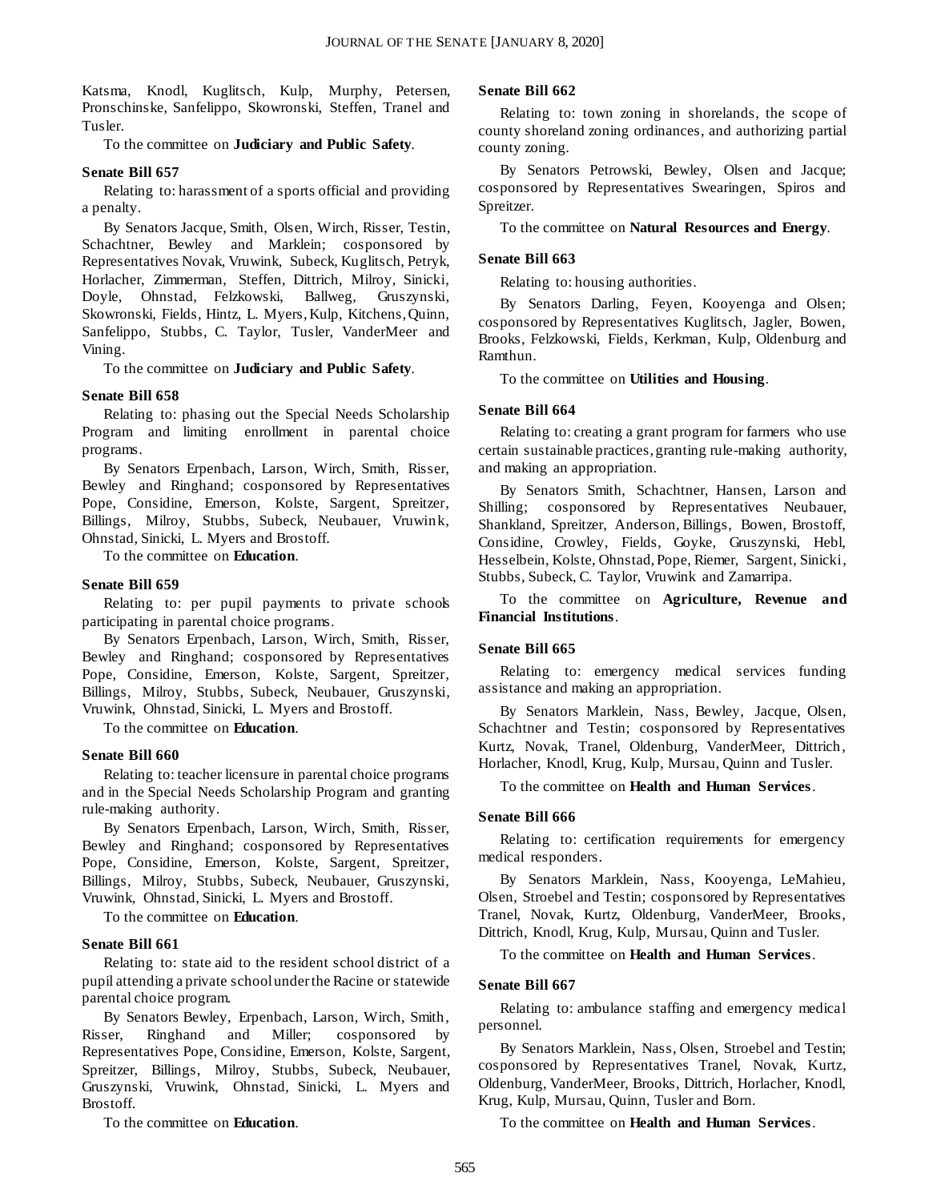Katsma, Knodl, Kuglitsch, Kulp, Murphy, Petersen, Pronschinske, Sanfelippo, Skowronski, Steffen, Tranel and Tusler.

To the committee on **Judiciary and Public Safety**.

**Senate Bill 657**

Relating to: harassment of a sports official and providing a penalty.

By Senators Jacque, Smith, Olsen, Wirch, Risser, Testin, Schachtner, Bewley and Marklein; cosponsored by Representatives Novak, Vruwink, Subeck, Kuglitsch, Petryk, Horlacher, Zimmerman, Steffen, Dittrich, Milroy, Sinicki, Doyle, Ohnstad, Felzkowski, Ballweg, Gruszynski, Skowronski, Fields, Hintz, L. Myers, Kulp, Kitchens, Quinn, Sanfelippo, Stubbs, C. Taylor, Tusler, VanderMeer and Vining.

To the committee on **Judiciary and Public Safety**.

**Senate Bill 658**

Relating to: phasing out the Special Needs Scholarship Program and limiting enrollment in parental choice programs.

By Senators Erpenbach, Larson, Wirch, Smith, Risser, Bewley and Ringhand; cosponsored by Representatives Pope, Considine, Emerson, Kolste, Sargent, Spreitzer, Billings, Milroy, Stubbs, Subeck, Neubauer, Vruwink, Ohnstad, Sinicki, L. Myers and Brostoff.

To the committee on **Education**.

**Senate Bill 659**

Relating to: per pupil payments to private schools participating in parental choice programs.

By Senators Erpenbach, Larson, Wirch, Smith, Risser, Bewley and Ringhand; cosponsored by Representatives Pope, Considine, Emerson, Kolste, Sargent, Spreitzer, Billings, Milroy, Stubbs, Subeck, Neubauer, Gruszynski, Vruwink, Ohnstad, Sinicki, L. Myers and Brostoff.

To the committee on **Education**.

**Senate Bill 660**

Relating to: teacher licensure in parental choice programs and in the Special Needs Scholarship Program and granting rule-making authority.

By Senators Erpenbach, Larson, Wirch, Smith, Risser, Bewley and Ringhand; cosponsored by Representatives Pope, Considine, Emerson, Kolste, Sargent, Spreitzer, Billings, Milroy, Stubbs, Subeck, Neubauer, Gruszynski, Vruwink, Ohnstad, Sinicki, L. Myers and Brostoff.

To the committee on **Education**.

**Senate Bill 661**

Relating to: state aid to the resident school district of a pupil attending a private school under the Racine or statewide parental choice program.

By Senators Bewley, Erpenbach, Larson, Wirch, Smith, Risser, Ringhand and Miller; cosponsored by Representatives Pope, Considine, Emerson, Kolste, Sargent, Spreitzer, Billings, Milroy, Stubbs, Subeck, Neubauer, Gruszynski, Vruwink, Ohnstad, Sinicki, L. Myers and Brostoff.

To the committee on **Education**.

**Senate Bill 662**

Relating to: town zoning in shorelands, the scope of county shoreland zoning ordinances, and authorizing partial county zoning.

By Senators Petrowski, Bewley, Olsen and Jacque; cosponsored by Representatives Swearingen, Spiros and Spreitzer.

To the committee on **Natural Resources and Energy**.

**Senate Bill 663**

Relating to: housing authorities.

By Senators Darling, Feyen, Kooyenga and Olsen; cosponsored by Representatives Kuglitsch, Jagler, Bowen, Brooks, Felzkowski, Fields, Kerkman, Kulp, Oldenburg and Ramthun.

To the committee on **Utilities and Housing**.

**Senate Bill 664**

Relating to: creating a grant program for farmers who use certain sustainable practices, granting rule-making authority, and making an appropriation.

By Senators Smith, Schachtner, Hansen, Larson and Shilling; cosponsored by Representatives Neubauer, Shankland, Spreitzer, Anderson, Billings, Bowen, Brostoff, Considine, Crowley, Fields, Goyke, Gruszynski, Hebl, Hesselbein, Kolste, Ohnstad, Pope, Riemer, Sargent, Sinicki, Stubbs, Subeck, C. Taylor, Vruwink and Zamarripa.

To the committee on **Agriculture, Revenue and Financial Institutions**.

**Senate Bill 665**

Relating to: emergency medical services funding assistance and making an appropriation.

By Senators Marklein, Nass, Bewley, Jacque, Olsen, Schachtner and Testin; cosponsored by Representatives Kurtz, Novak, Tranel, Oldenburg, VanderMeer, Dittrich, Horlacher, Knodl, Krug, Kulp, Mursau, Quinn and Tusler.

To the committee on **Health and Human Services**.

**Senate Bill 666**

Relating to: certification requirements for emergency medical responders.

By Senators Marklein, Nass, Kooyenga, LeMahieu, Olsen, Stroebel and Testin; cosponsored by Representatives Tranel, Novak, Kurtz, Oldenburg, VanderMeer, Brooks, Dittrich, Knodl, Krug, Kulp, Mursau, Quinn and Tusler.

To the committee on **Health and Human Services**.

**Senate Bill 667**

Relating to: ambulance staffing and emergency medical personnel.

By Senators Marklein, Nass, Olsen, Stroebel and Testin; cosponsored by Representatives Tranel, Novak, Kurtz, Oldenburg, VanderMeer, Brooks, Dittrich, Horlacher, Knodl, Krug, Kulp, Mursau, Quinn, Tusler and Born.

To the committee on **Health and Human Services**.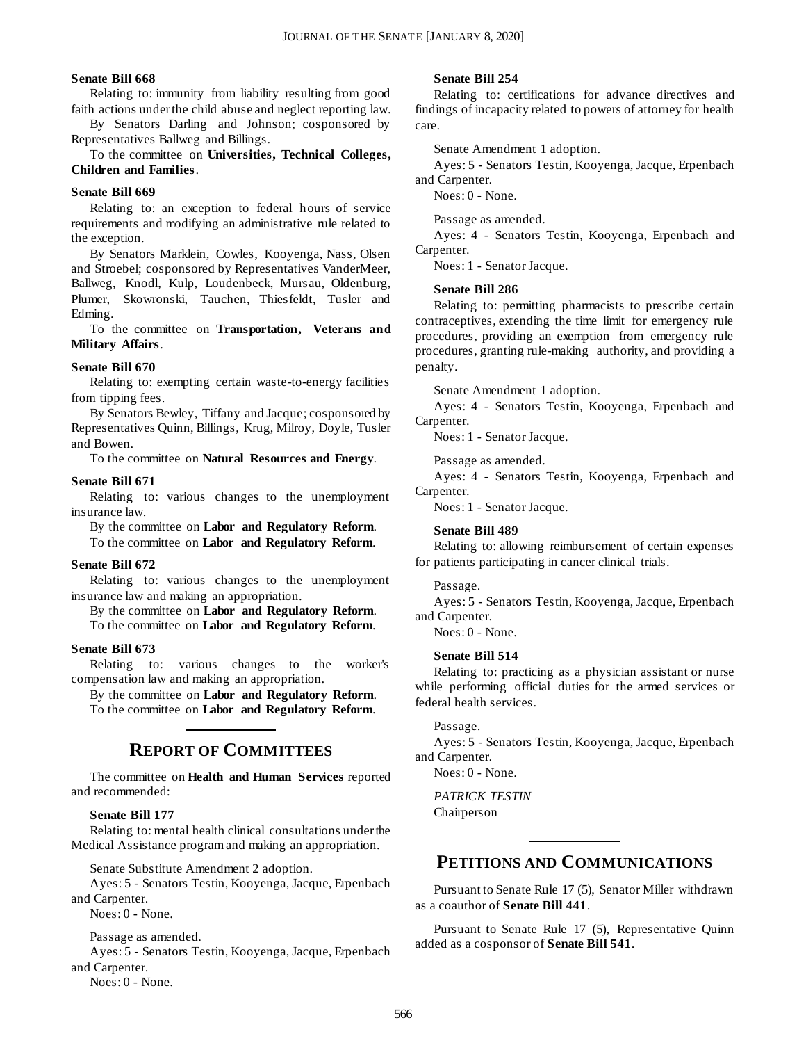**Senate Bill 668**

Relating to: immunity from liability resulting from good faith actions under the child abuse and neglect reporting law.

By Senators Darling and Johnson; cosponsored by Representatives Ballweg and Billings.

To the committee on **Universities, Technical Colleges, Children and Families**.

**Senate Bill 669**

Relating to: an exception to federal hours of service requirements and modifying an administrative rule related to the exception.

By Senators Marklein, Cowles, Kooyenga, Nass, Olsen and Stroebel; cosponsored by Representatives VanderMeer, Ballweg, Knodl, Kulp, Loudenbeck, Mursau, Oldenburg, Plumer, Skowronski, Tauchen, Thiesfeldt, Tusler and Edming.

To the committee on **Transportation, Veterans and Military Affairs**.

**Senate Bill 670**

Relating to: exempting certain waste-to-energy facilities from tipping fees.

By Senators Bewley, Tiffany and Jacque; cosponsored by Representatives Quinn, Billings, Krug, Milroy, Doyle, Tusler and Bowen.

To the committee on **Natural Resources and Energy**.

**Senate Bill 671**

Relating to: various changes to the unemployment insurance law.

By the committee on **Labor and Regulatory Reform**.

To the committee on **Labor and Regulatory Reform**.

**Senate Bill 672**

Relating to: various changes to the unemployment insurance law and making an appropriation.

By the committee on **Labor and Regulatory Reform**.

To the committee on **Labor and Regulatory Reform**.

**Senate Bill 673**

Relating to: various changes to the worker's compensation law and making an appropriation.

By the committee on **Labor and Regulatory Reform**.

To the committee on **Labor and Regulatory Reform**.

## REPORT OF COMMITTEES

The committee on **Health and Human Services** reported and recommended:

**Senate Bill 177**

Relating to: mental health clinical consultations under the Medical Assistance program and making an appropriation.

Senate Substitute Amendment 2 adoption.

Ayes: 5 - Senators Testin, Kooyenga, Jacque, Erpenbach and Carpenter.

Noes: 0 - None.

Passage as amended.

Ayes: 5 - Senators Testin, Kooyenga, Jacque, Erpenbach and Carpenter.

Noes: 0 - None.

**Senate Bill 254**

Relating to: certifications for advance directives and findings of incapacity related to powers of attorney for health care.

Senate Amendment 1 adoption.

Ayes: 5 - Senators Testin, Kooyenga, Jacque, Erpenbach and Carpenter.

Noes: 0 - None.

Passage as amended.

Ayes: 4 - Senators Testin, Kooyenga, Erpenbach and Carpenter.

Noes: 1 - Senator Jacque.

**Senate Bill 286**

Relating to: permitting pharmacists to prescribe certain contraceptives, extending the time limit for emergency rule procedures, providing an exemption from emergency rule procedures, granting rule-making authority, and providing a penalty.

Senate Amendment 1 adoption.

Ayes: 4 - Senators Testin, Kooyenga, Erpenbach and Carpenter.

Noes: 1 - Senator Jacque.

Passage as amended.

Ayes: 4 - Senators Testin, Kooyenga, Erpenbach and Carpenter.

Noes: 1 - Senator Jacque.

**Senate Bill 489**

Relating to: allowing reimbursement of certain expenses for patients participating in cancer clinical trials.

Passage.

Ayes: 5 - Senators Testin, Kooyenga, Jacque, Erpenbach and Carpenter.

Noes: 0 - None.

**Senate Bill 514**

Relating to: practicing as a physician assistant or nurse while performing official duties for the armed services or federal health services.

Passage.

Ayes: 5 - Senators Testin, Kooyenga, Jacque, Erpenbach and Carpenter.

Noes: 0 - None.

*PATRICK TESTIN*
Chairperson

## PETITIONS AND COMMUNICATIONS

Pursuant to Senate Rule 17 (5), Senator Miller withdrawn as a coauthor of **Senate Bill 441**.

Pursuant to Senate Rule 17 (5), Representative Quinn added as a cosponsor of **Senate Bill 541**.